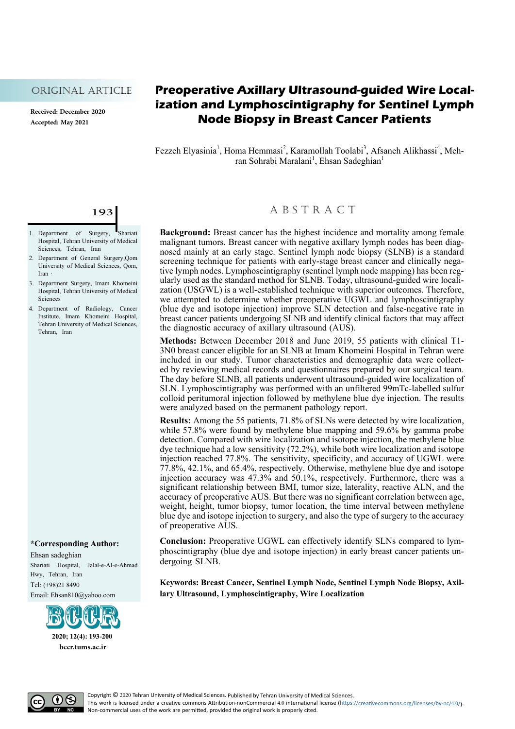ORIGINAL ARTICLE

**Received: December 2020**
**Accepted: May 2021**

# Preoperative Axillary Ultrasound-guided Wire Localization and Lymphoscintigraphy for Sentinel Lymph Node Biopsy in Breast Cancer Patients

Fezzeh Elyasinia[1], Homa Hemmasi[2], Karamollah Toolabi[3], Afsaneh Alikhassi[4], Mehran Sohrabi Maralani[1], Ehsan Sadeghian[1]

1. Department of Surgery, Shariati Hospital, Tehran University of Medical Sciences, Tehran, Iran
2. Department of General Surgery,Qom University of Medical Sciences, Qom, Iran ·
3. Department Surgery, Imam Khomeini Hospital, Tehran University of Medical Sciences
4. Department of Radiology, Cancer Institute, Imam Khomeini Hospital, Tehran University of Medical Sciences, Tehran, Iran

**\*Corresponding Author:**
Ehsan sadeghian
Shariati Hospital, Jalal-e-Al-e-Ahmad Hwy, Tehran, Iran
Tel: (+98)21 8490
Email: Ehsan810@yahoo.com

## ABSTRACT

**Background:** Breast cancer has the highest incidence and mortality among female malignant tumors. Breast cancer with negative axillary lymph nodes has been diagnosed mainly at an early stage. Sentinel lymph node biopsy (SLNB) is a standard screening technique for patients with early-stage breast cancer and clinically negative lymph nodes. Lymphoscintigraphy (sentinel lymph node mapping) has been regularly used as the standard method for SLNB. Today, ultrasound-guided wire localization (USGWL) is a well-established technique with superior outcomes. Therefore, we attempted to determine whether preoperative UGWL and lymphoscintigraphy (blue dye and isotope injection) improve SLN detection and false-negative rate in breast cancer patients undergoing SLNB and identify clinical factors that may affect the diagnostic accuracy of axillary ultrasound (AUS).

**Methods:** Between December 2018 and June 2019, 55 patients with clinical T1-3N0 breast cancer eligible for an SLNB at Imam Khomeini Hospital in Tehran were included in our study. Tumor characteristics and demographic data were collected by reviewing medical records and questionnaires prepared by our surgical team. The day before SLNB, all patients underwent ultrasound-guided wire localization of SLN. Lymphoscintigraphy was performed with an unfiltered 99mTc-labelled sulfur colloid peritumoral injection followed by methylene blue dye injection. The results were analyzed based on the permanent pathology report.

**Results:** Among the 55 patients, 71.8% of SLNs were detected by wire localization, while 57.8% were found by methylene blue mapping and 59.6% by gamma probe detection. Compared with wire localization and isotope injection, the methylene blue dye technique had a low sensitivity (72.2%), while both wire localization and isotope injection reached 77.8%. The sensitivity, specificity, and accuracy of UGWL were 77.8%, 42.1%, and 65.4%, respectively. Otherwise, methylene blue dye and isotope injection accuracy was 47.3% and 50.1%, respectively. Furthermore, there was a significant relationship between BMI, tumor size, laterality, reactive ALN, and the accuracy of preoperative AUS. But there was no significant correlation between age, weight, height, tumor biopsy, tumor location, the time interval between methylene blue dye and isotope injection to surgery, and also the type of surgery to the accuracy of preoperative AUS.

**Conclusion:** Preoperative UGWL can effectively identify SLNs compared to lymphoscintigraphy (blue dye and isotope injection) in early breast cancer patients undergoing SLNB.

**Keywords: Breast Cancer, Sentinel Lymph Node, Sentinel Lymph Node Biopsy, Axillary Ultrasound, Lymphoscintigraphy, Wire Localization**

Copyright © 2020 Tehran University of Medical Sciences. Published by Tehran University of Medical Sciences.
This work is licensed under a creative commons Attribution-nonCommercial 4.0 international license (https://creativecommons.org/licenses/by-nc/4.0/). Non-commercial uses of the work are permitted, provided the original work is properly cited.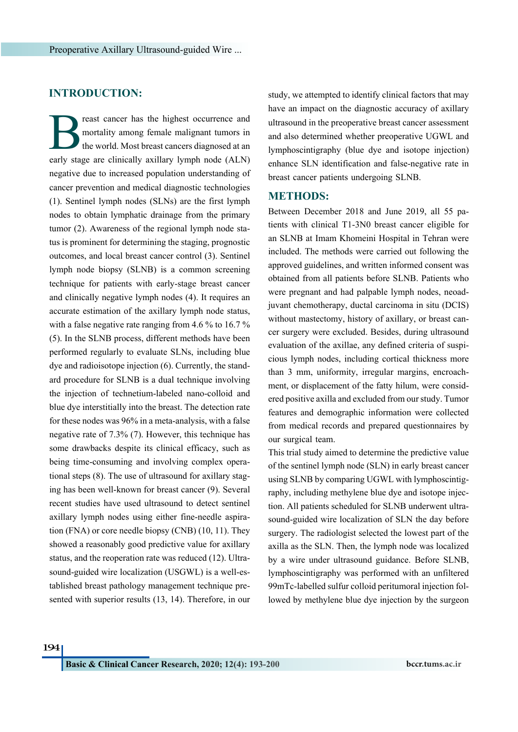## INTRODUCTION:

Breast cancer has the highest occurrence and mortality among female malignant tumors in the world. Most breast cancers diagnosed at an early stage are clinically axillary lymph node (ALN) negative due to increased population understanding of cancer prevention and medical diagnostic technologies (1). Sentinel lymph nodes (SLNs) are the first lymph nodes to obtain lymphatic drainage from the primary tumor (2). Awareness of the regional lymph node status is prominent for determining the staging, prognostic outcomes, and local breast cancer control (3). Sentinel lymph node biopsy (SLNB) is a common screening technique for patients with early-stage breast cancer and clinically negative lymph nodes (4). It requires an accurate estimation of the axillary lymph node status, with a false negative rate ranging from 4.6 % to 16.7 % (5). In the SLNB process, different methods have been performed regularly to evaluate SLNs, including blue dye and radioisotope injection (6). Currently, the standard procedure for SLNB is a dual technique involving the injection of technetium-labeled nano-colloid and blue dye interstitially into the breast. The detection rate for these nodes was 96% in a meta-analysis, with a false negative rate of 7.3% (7). However, this technique has some drawbacks despite its clinical efficacy, such as being time-consuming and involving complex operational steps (8). The use of ultrasound for axillary staging has been well-known for breast cancer (9). Several recent studies have used ultrasound to detect sentinel axillary lymph nodes using either fine-needle aspiration (FNA) or core needle biopsy (CNB) (10, 11). They showed a reasonably good predictive value for axillary status, and the reoperation rate was reduced (12). Ultrasound-guided wire localization (USGWL) is a well-established breast pathology management technique presented with superior results (13, 14). Therefore, in our study, we attempted to identify clinical factors that may have an impact on the diagnostic accuracy of axillary ultrasound in the preoperative breast cancer assessment and also determined whether preoperative UGWL and lymphoscintigraphy (blue dye and isotope injection) enhance SLN identification and false-negative rate in breast cancer patients undergoing SLNB.

## METHODS:

Between December 2018 and June 2019, all 55 patients with clinical T1-3N0 breast cancer eligible for an SLNB at Imam Khomeini Hospital in Tehran were included. The methods were carried out following the approved guidelines, and written informed consent was obtained from all patients before SLNB. Patients who were pregnant and had palpable lymph nodes, neoadjuvant chemotherapy, ductal carcinoma in situ (DCIS) without mastectomy, history of axillary, or breast cancer surgery were excluded. Besides, during ultrasound evaluation of the axillae, any defined criteria of suspicious lymph nodes, including cortical thickness more than 3 mm, uniformity, irregular margins, encroachment, or displacement of the fatty hilum, were considered positive axilla and excluded from our study. Tumor features and demographic information were collected from medical records and prepared questionnaires by our surgical team.

This trial study aimed to determine the predictive value of the sentinel lymph node (SLN) in early breast cancer using SLNB by comparing UGWL with lymphoscintigraphy, including methylene blue dye and isotope injection. All patients scheduled for SLNB underwent ultrasound-guided wire localization of SLN the day before surgery. The radiologist selected the lowest part of the axilla as the SLN. Then, the lymph node was localized by a wire under ultrasound guidance. Before SLNB, lymphoscintigraphy was performed with an unfiltered 99mTc-labelled sulfur colloid peritumoral injection followed by methylene blue dye injection by the surgeon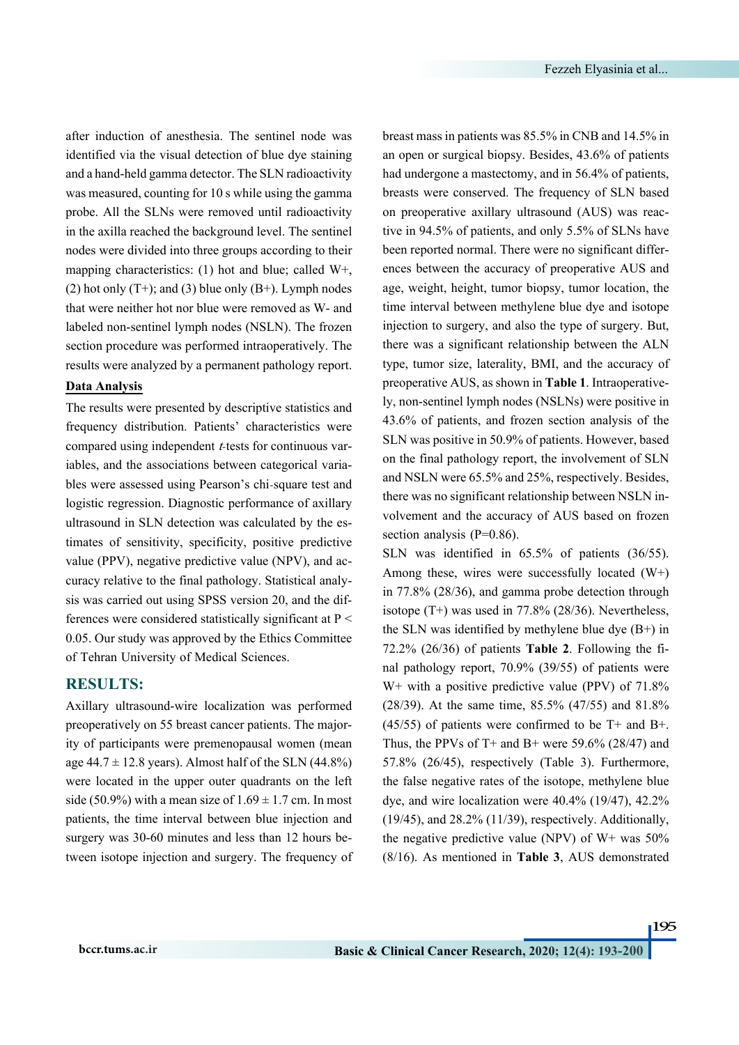after induction of anesthesia. The sentinel node was identified via the visual detection of blue dye staining and a hand-held gamma detector. The SLN radioactivity was measured, counting for 10 s while using the gamma probe. All the SLNs were removed until radioactivity in the axilla reached the background level. The sentinel nodes were divided into three groups according to their mapping characteristics: (1) hot and blue; called W+, (2) hot only (T+); and (3) blue only (B+). Lymph nodes that were neither hot nor blue were removed as W- and labeled non-sentinel lymph nodes (NSLN). The frozen section procedure was performed intraoperatively. The results were analyzed by a permanent pathology report.

**Data Analysis**

The results were presented by descriptive statistics and frequency distribution. Patients' characteristics were compared using independent *t*-tests for continuous variables, and the associations between categorical variables were assessed using Pearson's chi-square test and logistic regression. Diagnostic performance of axillary ultrasound in SLN detection was calculated by the estimates of sensitivity, specificity, positive predictive value (PPV), negative predictive value (NPV), and accuracy relative to the final pathology. Statistical analysis was carried out using SPSS version 20, and the differences were considered statistically significant at $P < 0.05$. Our study was approved by the Ethics Committee of Tehran University of Medical Sciences.

## RESULTS:

Axillary ultrasound-wire localization was performed preoperatively on 55 breast cancer patients. The majority of participants were premenopausal women (mean age 44.7 ± 12.8 years). Almost half of the SLN (44.8%) were located in the upper outer quadrants on the left side (50.9%) with a mean size of 1.69 ± 1.7 cm. In most patients, the time interval between blue injection and surgery was 30-60 minutes and less than 12 hours between isotope injection and surgery. The frequency of breast mass in patients was 85.5% in CNB and 14.5% in an open or surgical biopsy. Besides, 43.6% of patients had undergone a mastectomy, and in 56.4% of patients, breasts were conserved. The frequency of SLN based on preoperative axillary ultrasound (AUS) was reactive in 94.5% of patients, and only 5.5% of SLNs have been reported normal. There were no significant differences between the accuracy of preoperative AUS and age, weight, height, tumor biopsy, tumor location, the time interval between methylene blue dye and isotope injection to surgery, and also the type of surgery. But, there was a significant relationship between the ALN type, tumor size, laterality, BMI, and the accuracy of preoperative AUS, as shown in **Table 1**. Intraoperatively, non-sentinel lymph nodes (NSLNs) were positive in 43.6% of patients, and frozen section analysis of the SLN was positive in 50.9% of patients. However, based on the final pathology report, the involvement of SLN and NSLN were 65.5% and 25%, respectively. Besides, there was no significant relationship between NSLN involvement and the accuracy of AUS based on frozen section analysis (P=0.86).

SLN was identified in 65.5% of patients (36/55). Among these, wires were successfully located (W+) in 77.8% (28/36), and gamma probe detection through isotope (T+) was used in 77.8% (28/36). Nevertheless, the SLN was identified by methylene blue dye (B+) in 72.2% (26/36) of patients **Table 2**. Following the final pathology report, 70.9% (39/55) of patients were W+ with a positive predictive value (PPV) of 71.8% (28/39). At the same time, 85.5% (47/55) and 81.8% (45/55) of patients were confirmed to be T+ and B+. Thus, the PPVs of T+ and B+ were 59.6% (28/47) and 57.8% (26/45), respectively (Table 3). Furthermore, the false negative rates of the isotope, methylene blue dye, and wire localization were 40.4% (19/47), 42.2% (19/45), and 28.2% (11/39), respectively. Additionally, the negative predictive value (NPV) of W+ was 50% (8/16). As mentioned in **Table 3**, AUS demonstrated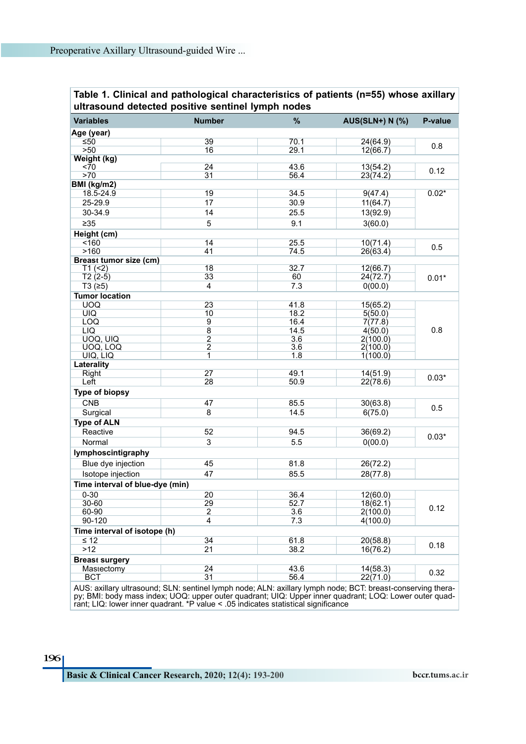**Table 1. Clinical and pathological characteristics of patients (n=55) whose axillary ultrasound detected positive sentinel lymph nodes**

| Variables | Number | % | AUS(SLN+) N (%) | P-value |
|---|---|---|---|---|
| **Age (year)** | | | | |
| ≤50 | 39 | 70.1 | 24(64.9) | 0.8 |
| >50 | 16 | 29.1 | 12(66.7) | |
| **Weight (kg)** | | | | |
| <70 | 24 | 43.6 | 13(54.2) | 0.12 |
| >70 | 31 | 56.4 | 23(74.2) | |
| **BMI (kg/m2)** | | | | |
| 18.5-24.9 | 19 | 34.5 | 9(47.4) | 0.02* |
| 25-29.9 | 17 | 30.9 | 11(64.7) | |
| 30-34.9 | 14 | 25.5 | 13(92.9) | |
| ≥35 | 5 | 9.1 | 3(60.0) | |
| **Height (cm)** | | | | |
| <160 | 14 | 25.5 | 10(71.4) | 0.5 |
| >160 | 41 | 74.5 | 26(63.4) | |
| **Breast tumor size (cm)** | | | | |
| T1 (<2) | 18 | 32.7 | 12(66.7) | 0.01* |
| T2 (2-5) | 33 | 60 | 24(72.7) | |
| T3 (≥5) | 4 | 7.3 | 0(00.0) | |
| **Tumor location** | | | | |
| UOQ | 23 | 41.8 | 15(65.2) | 0.8 |
| UIQ | 10 | 18.2 | 5(50.0) | |
| LOQ | 9 | 16.4 | 7(77.8) | |
| LIQ | 8 | 14.5 | 4(50.0) | |
| UOQ, UIQ | 2 | 3.6 | 2(100.0) | |
| UOQ, LOQ | 2 | 3.6 | 2(100.0) | |
| UIQ, LIQ | 1 | 1.8 | 1(100.0) | |
| **Laterality** | | | | |
| Right | 27 | 49.1 | 14(51.9) | 0.03* |
| Left | 28 | 50.9 | 22(78.6) | |
| **Type of biopsy** | | | | |
| CNB | 47 | 85.5 | 30(63.8) | 0.5 |
| Surgical | 8 | 14.5 | 6(75.0) | |
| **Type of ALN** | | | | |
| Reactive | 52 | 94.5 | 36(69.2) | 0.03* |
| Normal | 3 | 5.5 | 0(00.0) | |
| **lymphoscintigraphy** | | | | |
| Blue dye injection | 45 | 81.8 | 26(72.2) | |
| Isotope injection | 47 | 85.5 | 28(77.8) | |
| **Time interval of blue-dye (min)** | | | | |
| 0-30 | 20 | 36.4 | 12(60.0) | 0.12 |
| 30-60 | 29 | 52.7 | 18(62.1) | |
| 60-90 | 2 | 3.6 | 2(100.0) | |
| 90-120 | 4 | 7.3 | 4(100.0) | |
| **Time interval of isotope (h)** | | | | |
| ≤ 12 | 34 | 61.8 | 20(58.8) | 0.18 |
| >12 | 21 | 38.2 | 16(76.2) | |
| **Breast surgery** | | | | |
| Mastectomy | 24 | 43.6 | 14(58.3) | 0.32 |
| BCT | 31 | 56.4 | 22(71.0) | |

AUS: axillary ultrasound; SLN: sentinel lymph node; ALN: axillary lymph node; BCT: breast-conserving therapy; BMI: body mass index; UOQ: upper outer quadrant; UIQ: Upper inner quadrant; LOQ: Lower outer quadrant; LIQ: lower inner quadrant. *P value < .05 indicates statistical significance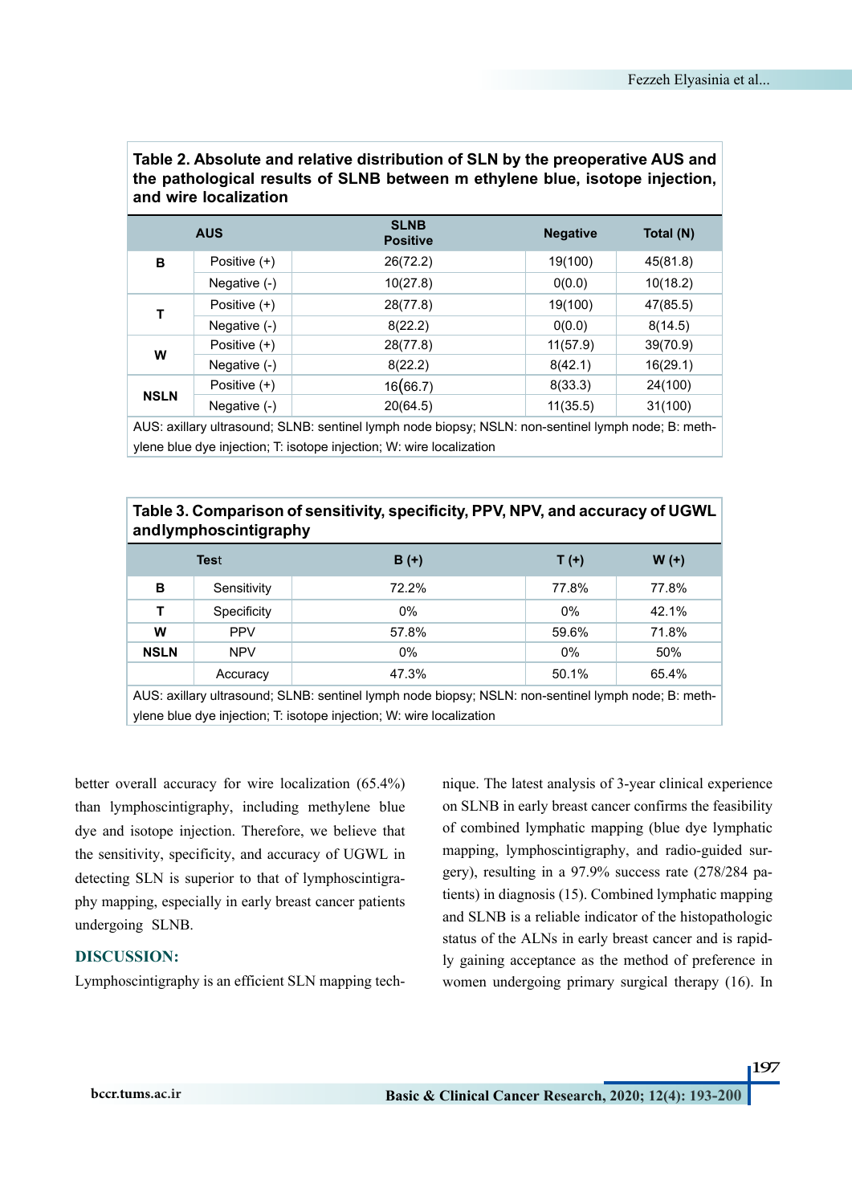**Table 2. Absolute and relative distribution of SLN by the preoperative AUS and the pathological results of SLNB between m ethylene blue, isotope injection, and wire localization**

| AUS | | SLNB Positive | Negative | Total (N) |
|---|---|---|---|---|
| B | Positive (+) | 26(72.2) | 19(100) | 45(81.8) |
| | Negative (-) | 10(27.8) | 0(0.0) | 10(18.2) |
| T | Positive (+) | 28(77.8) | 19(100) | 47(85.5) |
| | Negative (-) | 8(22.2) | 0(0.0) | 8(14.5) |
| W | Positive (+) | 28(77.8) | 11(57.9) | 39(70.9) |
| | Negative (-) | 8(22.2) | 8(42.1) | 16(29.1) |
| NSLN | Positive (+) | 16(66.7) | 8(33.3) | 24(100) |
| | Negative (-) | 20(64.5) | 11(35.5) | 31(100) |

AUS: axillary ultrasound; SLNB: sentinel lymph node biopsy; NSLN: non-sentinel lymph node; B: methylene blue dye injection; T: isotope injection; W: wire localization

**Table 3. Comparison of sensitivity, specificity, PPV, NPV, and accuracy of UGWL andlymphoscintigraphy**

| Test | | B (+) | T (+) | W (+) |
|---|---|---|---|---|
| B | Sensitivity | 72.2% | 77.8% | 77.8% |
| T | Specificity | 0% | 0% | 42.1% |
| W | PPV | 57.8% | 59.6% | 71.8% |
| NSLN | NPV | 0% | 0% | 50% |
| | Accuracy | 47.3% | 50.1% | 65.4% |

AUS: axillary ultrasound; SLNB: sentinel lymph node biopsy; NSLN: non-sentinel lymph node; B: methylene blue dye injection; T: isotope injection; W: wire localization

better overall accuracy for wire localization (65.4%) than lymphoscintigraphy, including methylene blue dye and isotope injection. Therefore, we believe that the sensitivity, specificity, and accuracy of UGWL in detecting SLN is superior to that of lymphoscintigraphy mapping, especially in early breast cancer patients undergoing SLNB.

## DISCUSSION:

Lymphoscintigraphy is an efficient SLN mapping technique. The latest analysis of 3-year clinical experience on SLNB in early breast cancer confirms the feasibility of combined lymphatic mapping (blue dye lymphatic mapping, lymphoscintigraphy, and radio-guided surgery), resulting in a 97.9% success rate (278/284 patients) in diagnosis (15). Combined lymphatic mapping and SLNB is a reliable indicator of the histopathologic status of the ALNs in early breast cancer and is rapidly gaining acceptance as the method of preference in women undergoing primary surgical therapy (16). In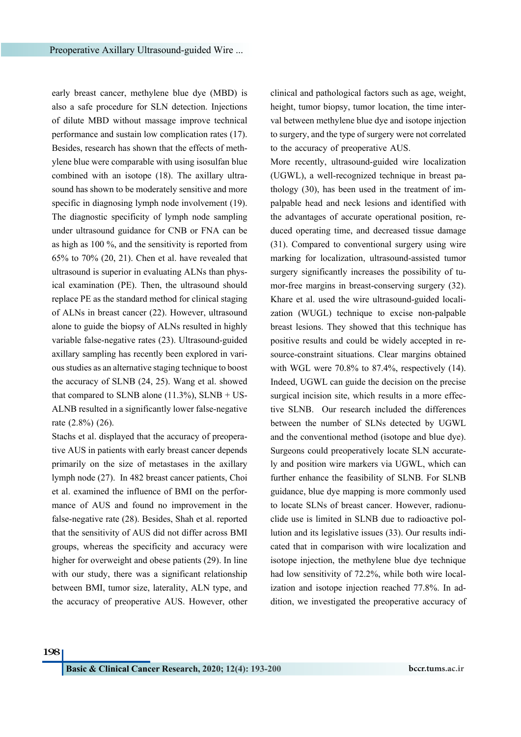early breast cancer, methylene blue dye (MBD) is also a safe procedure for SLN detection. Injections of dilute MBD without massage improve technical performance and sustain low complication rates (17). Besides, research has shown that the effects of methylene blue were comparable with using isosulfan blue combined with an isotope (18). The axillary ultrasound has shown to be moderately sensitive and more specific in diagnosing lymph node involvement (19). The diagnostic specificity of lymph node sampling under ultrasound guidance for CNB or FNA can be as high as 100 %, and the sensitivity is reported from 65% to 70% (20, 21). Chen et al. have revealed that ultrasound is superior in evaluating ALNs than physical examination (PE). Then, the ultrasound should replace PE as the standard method for clinical staging of ALNs in breast cancer (22). However, ultrasound alone to guide the biopsy of ALNs resulted in highly variable false-negative rates (23). Ultrasound-guided axillary sampling has recently been explored in various studies as an alternative staging technique to boost the accuracy of SLNB (24, 25). Wang et al. showed that compared to SLNB alone (11.3%), SLNB + US-ALNB resulted in a significantly lower false-negative rate (2.8%) (26).

Stachs et al. displayed that the accuracy of preoperative AUS in patients with early breast cancer depends primarily on the size of metastases in the axillary lymph node (27). In 482 breast cancer patients, Choi et al. examined the influence of BMI on the performance of AUS and found no improvement in the false-negative rate (28). Besides, Shah et al. reported that the sensitivity of AUS did not differ across BMI groups, whereas the specificity and accuracy were higher for overweight and obese patients (29). In line with our study, there was a significant relationship between BMI, tumor size, laterality, ALN type, and the accuracy of preoperative AUS. However, other clinical and pathological factors such as age, weight, height, tumor biopsy, tumor location, the time interval between methylene blue dye and isotope injection to surgery, and the type of surgery were not correlated to the accuracy of preoperative AUS.

More recently, ultrasound-guided wire localization (UGWL), a well-recognized technique in breast pathology (30), has been used in the treatment of impalpable head and neck lesions and identified with the advantages of accurate operational position, reduced operating time, and decreased tissue damage (31). Compared to conventional surgery using wire marking for localization, ultrasound-assisted tumor surgery significantly increases the possibility of tumor-free margins in breast-conserving surgery (32). Khare et al. used the wire ultrasound-guided localization (WUGL) technique to excise non-palpable breast lesions. They showed that this technique has positive results and could be widely accepted in resource-constraint situations. Clear margins obtained with WGL were 70.8% to 87.4%, respectively (14). Indeed, UGWL can guide the decision on the precise surgical incision site, which results in a more effective SLNB. Our research included the differences between the number of SLNs detected by UGWL and the conventional method (isotope and blue dye). Surgeons could preoperatively locate SLN accurately and position wire markers via UGWL, which can further enhance the feasibility of SLNB. For SLNB guidance, blue dye mapping is more commonly used to locate SLNs of breast cancer. However, radionuclide use is limited in SLNB due to radioactive pollution and its legislative issues (33). Our results indicated that in comparison with wire localization and isotope injection, the methylene blue dye technique had low sensitivity of 72.2%, while both wire localization and isotope injection reached 77.8%. In addition, we investigated the preoperative accuracy of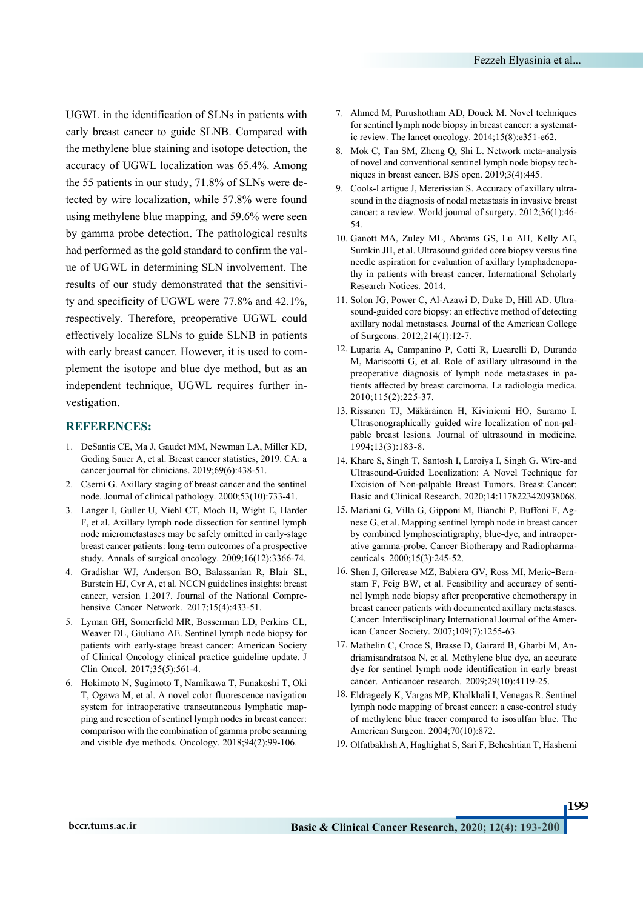UGWL in the identification of SLNs in patients with early breast cancer to guide SLNB. Compared with the methylene blue staining and isotope detection, the accuracy of UGWL localization was 65.4%. Among the 55 patients in our study, 71.8% of SLNs were detected by wire localization, while 57.8% were found using methylene blue mapping, and 59.6% were seen by gamma probe detection. The pathological results had performed as the gold standard to confirm the value of UGWL in determining SLN involvement. The results of our study demonstrated that the sensitivity and specificity of UGWL were 77.8% and 42.1%, respectively. Therefore, preoperative UGWL could effectively localize SLNs to guide SLNB in patients with early breast cancer. However, it is used to complement the isotope and blue dye method, but as an independent technique, UGWL requires further investigation.

## REFERENCES:

1. DeSantis CE, Ma J, Gaudet MM, Newman LA, Miller KD, Goding Sauer A, et al. Breast cancer statistics, 2019. CA: a cancer journal for clinicians. 2019;69(6):438-51.
2. Cserni G. Axillary staging of breast cancer and the sentinel node. Journal of clinical pathology. 2000;53(10):733-41.
3. Langer I, Guller U, Viehl CT, Moch H, Wight E, Harder F, et al. Axillary lymph node dissection for sentinel lymph node micrometastases may be safely omitted in early-stage breast cancer patients: long-term outcomes of a prospective study. Annals of surgical oncology. 2009;16(12):3366-74.
4. Gradishar WJ, Anderson BO, Balassanian R, Blair SL, Burstein HJ, Cyr A, et al. NCCN guidelines insights: breast cancer, version 1.2017. Journal of the National Comprehensive Cancer Network. 2017;15(4):433-51.
5. Lyman GH, Somerfield MR, Bosserman LD, Perkins CL, Weaver DL, Giuliano AE. Sentinel lymph node biopsy for patients with early-stage breast cancer: American Society of Clinical Oncology clinical practice guideline update. J Clin Oncol. 2017;35(5):561-4.
6. Hokimoto N, Sugimoto T, Namikawa T, Funakoshi T, Oki T, Ogawa M, et al. A novel color fluorescence navigation system for intraoperative transcutaneous lymphatic mapping and resection of sentinel lymph nodes in breast cancer: comparison with the combination of gamma probe scanning and visible dye methods. Oncology. 2018;94(2):99-106.
7. Ahmed M, Purushotham AD, Douek M. Novel techniques for sentinel lymph node biopsy in breast cancer: a systematic review. The lancet oncology. 2014;15(8):e351-e62.
8. Mok C, Tan SM, Zheng Q, Shi L. Network meta-analysis of novel and conventional sentinel lymph node biopsy techniques in breast cancer. BJS open. 2019;3(4):445.
9. Cools-Lartigue J, Meterissian S. Accuracy of axillary ultrasound in the diagnosis of nodal metastasis in invasive breast cancer: a review. World journal of surgery. 2012;36(1):46-54.
10. Ganott MA, Zuley ML, Abrams GS, Lu AH, Kelly AE, Sumkin JH, et al. Ultrasound guided core biopsy versus fine needle aspiration for evaluation of axillary lymphadenopathy in patients with breast cancer. International Scholarly Research Notices. 2014.
11. Solon JG, Power C, Al-Azawi D, Duke D, Hill AD. Ultrasound-guided core biopsy: an effective method of detecting axillary nodal metastases. Journal of the American College of Surgeons. 2012;214(1):12-7.
12. Luparia A, Campanino P, Cotti R, Lucarelli D, Durando M, Mariscotti G, et al. Role of axillary ultrasound in the preoperative diagnosis of lymph node metastases in patients affected by breast carcinoma. La radiologia medica. 2010;115(2):225-37.
13. Rissanen TJ, Mäkäräinen H, Kiviniemi HO, Suramo I. Ultrasonographically guided wire localization of non-palpable breast lesions. Journal of ultrasound in medicine. 1994;13(3):183-8.
14. Khare S, Singh T, Santosh I, Laroiya I, Singh G. Wire-and Ultrasound-Guided Localization: A Novel Technique for Excision of Non-palpable Breast Tumors. Breast Cancer: Basic and Clinical Research. 2020;14:1178223420938068.
15. Mariani G, Villa G, Gipponi M, Bianchi P, Buffoni F, Agnese G, et al. Mapping sentinel lymph node in breast cancer by combined lymphoscintigraphy, blue-dye, and intraoperative gamma-probe. Cancer Biotherapy and Radiopharmaceuticals. 2000;15(3):245-52.
16. Shen J, Gilcrease MZ, Babiera GV, Ross MI, Meric-Bernstam F, Feig BW, et al. Feasibility and accuracy of sentinel lymph node biopsy after preoperative chemotherapy in breast cancer patients with documented axillary metastases. Cancer: Interdisciplinary International Journal of the American Cancer Society. 2007;109(7):1255-63.
17. Mathelin C, Croce S, Brasse D, Gairard B, Gharbi M, Andriamisandratsoa N, et al. Methylene blue dye, an accurate dye for sentinel lymph node identification in early breast cancer. Anticancer research. 2009;29(10):4119-25.
18. Eldrageely K, Vargas MP, Khalkhali I, Venegas R. Sentinel lymph node mapping of breast cancer: a case-control study of methylene blue tracer compared to isosulfan blue. The American Surgeon. 2004;70(10):872.
19. Olfatbakhsh A, Haghighat S, Sari F, Beheshtian T, Hashemi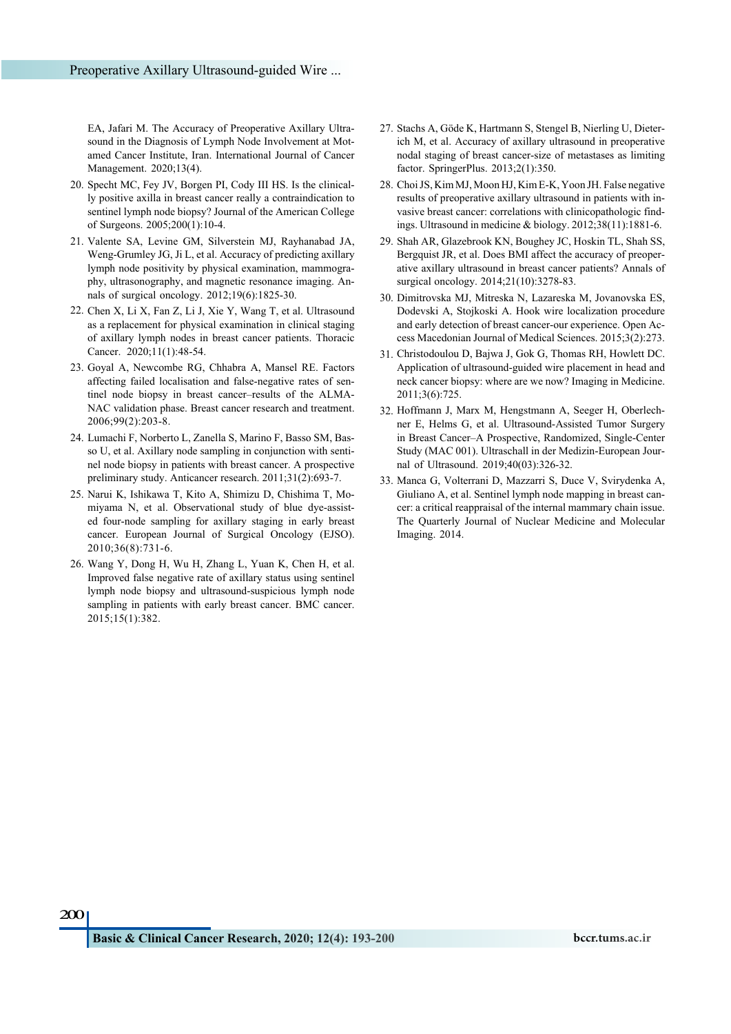EA, Jafari M. The Accuracy of Preoperative Axillary Ultrasound in the Diagnosis of Lymph Node Involvement at Motamed Cancer Institute, Iran. International Journal of Cancer Management. 2020;13(4).

20. Specht MC, Fey JV, Borgen PI, Cody III HS. Is the clinically positive axilla in breast cancer really a contraindication to sentinel lymph node biopsy? Journal of the American College of Surgeons. 2005;200(1):10-4.
21. Valente SA, Levine GM, Silverstein MJ, Rayhanabad JA, Weng-Grumley JG, Ji L, et al. Accuracy of predicting axillary lymph node positivity by physical examination, mammography, ultrasonography, and magnetic resonance imaging. Annals of surgical oncology. 2012;19(6):1825-30.
22. Chen X, Li X, Fan Z, Li J, Xie Y, Wang T, et al. Ultrasound as a replacement for physical examination in clinical staging of axillary lymph nodes in breast cancer patients. Thoracic Cancer. 2020;11(1):48-54.
23. Goyal A, Newcombe RG, Chhabra A, Mansel RE. Factors affecting failed localisation and false-negative rates of sentinel node biopsy in breast cancer–results of the ALMANAC validation phase. Breast cancer research and treatment. 2006;99(2):203-8.
24. Lumachi F, Norberto L, Zanella S, Marino F, Basso SM, Basso U, et al. Axillary node sampling in conjunction with sentinel node biopsy in patients with breast cancer. A prospective preliminary study. Anticancer research. 2011;31(2):693-7.
25. Narui K, Ishikawa T, Kito A, Shimizu D, Chishima T, Momiyama N, et al. Observational study of blue dye-assisted four-node sampling for axillary staging in early breast cancer. European Journal of Surgical Oncology (EJSO). 2010;36(8):731-6.
26. Wang Y, Dong H, Wu H, Zhang L, Yuan K, Chen H, et al. Improved false negative rate of axillary status using sentinel lymph node biopsy and ultrasound-suspicious lymph node sampling in patients with early breast cancer. BMC cancer. 2015;15(1):382.
27. Stachs A, Göde K, Hartmann S, Stengel B, Nierling U, Dieterich M, et al. Accuracy of axillary ultrasound in preoperative nodal staging of breast cancer-size of metastases as limiting factor. SpringerPlus. 2013;2(1):350.
28. Choi JS, Kim MJ, Moon HJ, Kim E-K, Yoon JH. False negative results of preoperative axillary ultrasound in patients with invasive breast cancer: correlations with clinicopathologic findings. Ultrasound in medicine & biology. 2012;38(11):1881-6.
29. Shah AR, Glazebrook KN, Boughey JC, Hoskin TL, Shah SS, Bergquist JR, et al. Does BMI affect the accuracy of preoperative axillary ultrasound in breast cancer patients? Annals of surgical oncology. 2014;21(10):3278-83.
30. Dimitrovska MJ, Mitreska N, Lazareska M, Jovanovska ES, Dodevski A, Stojkoski A. Hook wire localization procedure and early detection of breast cancer-our experience. Open Access Macedonian Journal of Medical Sciences. 2015;3(2):273.
31. Christodoulou D, Bajwa J, Gok G, Thomas RH, Howlett DC. Application of ultrasound-guided wire placement in head and neck cancer biopsy: where are we now? Imaging in Medicine. 2011;3(6):725.
32. Hoffmann J, Marx M, Hengstmann A, Seeger H, Oberlechner E, Helms G, et al. Ultrasound-Assisted Tumor Surgery in Breast Cancer–A Prospective, Randomized, Single-Center Study (MAC 001). Ultraschall in der Medizin-European Journal of Ultrasound. 2019;40(03):326-32.
33. Manca G, Volterrani D, Mazzarri S, Duce V, Svirydenka A, Giuliano A, et al. Sentinel lymph node mapping in breast cancer: a critical reappraisal of the internal mammary chain issue. The Quarterly Journal of Nuclear Medicine and Molecular Imaging. 2014.